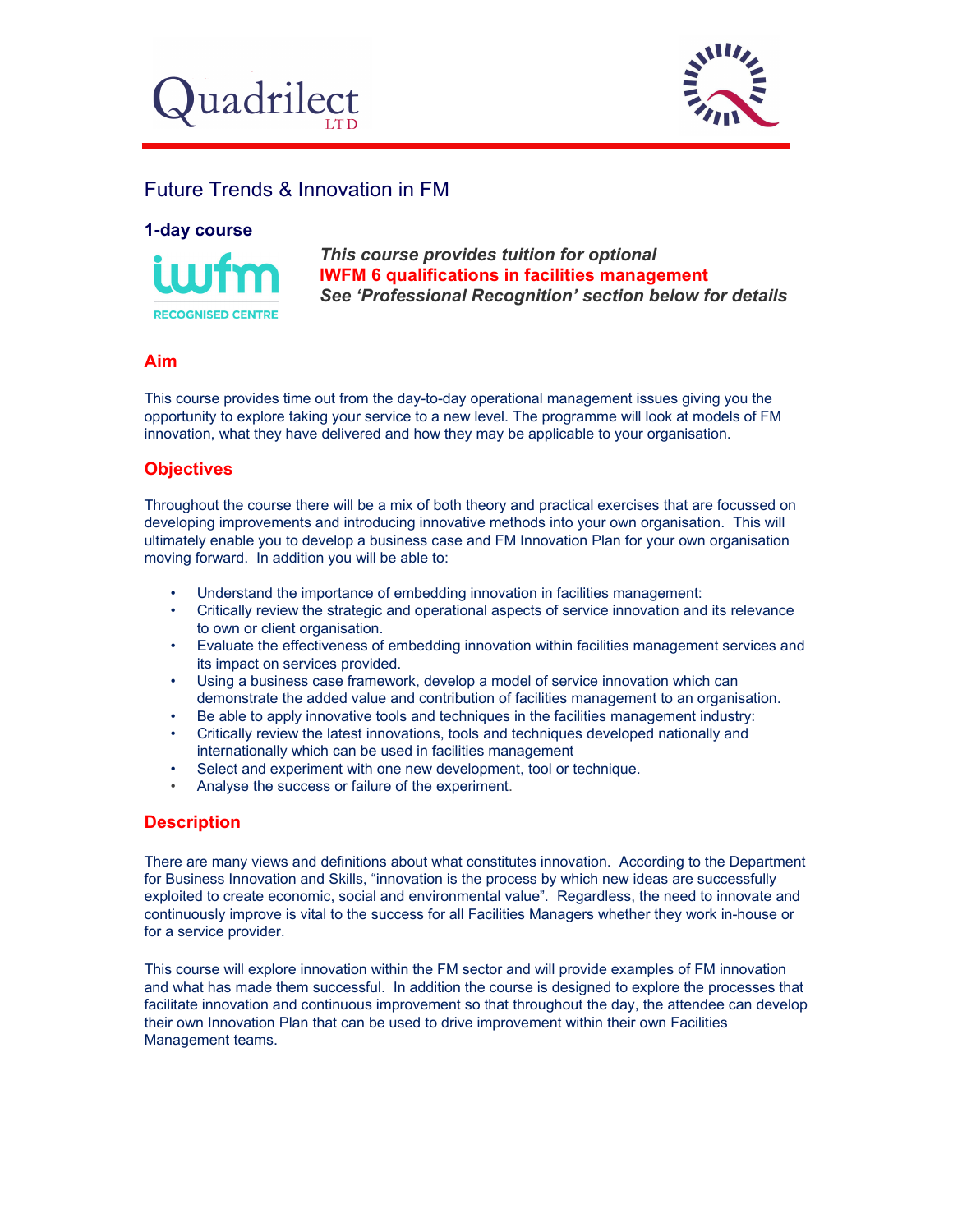Quadrilect LTD

# Future Trends & Innovation in FM

**1-day course**

IWFM RECOGNISED CENTRE

***This course provides tuition for optional***
***IWFM 6 qualifications in facilities management***
***See 'Professional Recognition' section below for details***

## Aim

This course provides time out from the day-to-day operational management issues giving you the opportunity to explore taking your service to a new level. The programme will look at models of FM innovation, what they have delivered and how they may be applicable to your organisation.

## Objectives

Throughout the course there will be a mix of both theory and practical exercises that are focussed on developing improvements and introducing innovative methods into your own organisation. This will ultimately enable you to develop a business case and FM Innovation Plan for your own organisation moving forward. In addition you will be able to:

- Understand the importance of embedding innovation in facilities management:
- Critically review the strategic and operational aspects of service innovation and its relevance to own or client organisation.
- Evaluate the effectiveness of embedding innovation within facilities management services and its impact on services provided.
- Using a business case framework, develop a model of service innovation which can demonstrate the added value and contribution of facilities management to an organisation.
- Be able to apply innovative tools and techniques in the facilities management industry:
- Critically review the latest innovations, tools and techniques developed nationally and internationally which can be used in facilities management
- Select and experiment with one new development, tool or technique.
- Analyse the success or failure of the experiment.

## Description

There are many views and definitions about what constitutes innovation. According to the Department for Business Innovation and Skills, "innovation is the process by which new ideas are successfully exploited to create economic, social and environmental value". Regardless, the need to innovate and continuously improve is vital to the success for all Facilities Managers whether they work in-house or for a service provider.

This course will explore innovation within the FM sector and will provide examples of FM innovation and what has made them successful. In addition the course is designed to explore the processes that facilitate innovation and continuous improvement so that throughout the day, the attendee can develop their own Innovation Plan that can be used to drive improvement within their own Facilities Management teams.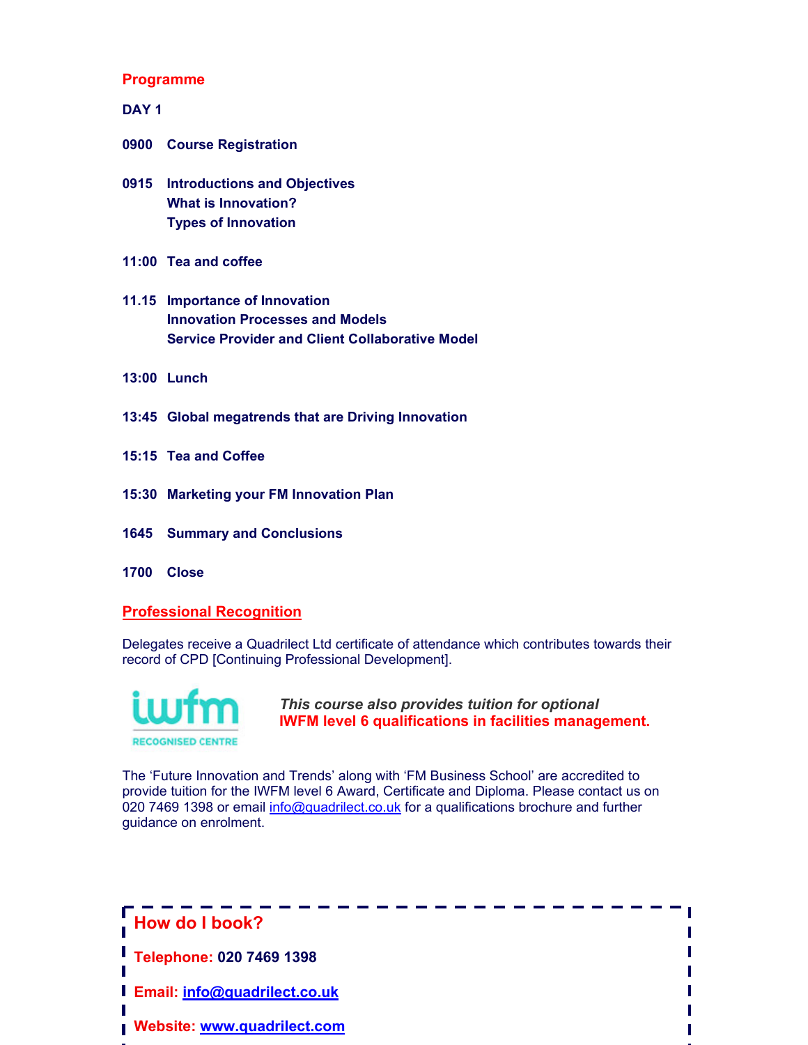## Programme

**DAY 1**

**0900 Course Registration**

**0915 Introductions and Objectives**
**What is Innovation?**
**Types of Innovation**

**11:00 Tea and coffee**

**11.15 Importance of Innovation**
**Innovation Processes and Models**
**Service Provider and Client Collaborative Model**

**13:00 Lunch**

**13:45 Global megatrends that are Driving Innovation**

**15:15 Tea and Coffee**

**15:30 Marketing your FM Innovation Plan**

**1645 Summary and Conclusions**

**1700 Close**

## Professional Recognition

Delegates receive a Quadrilect Ltd certificate of attendance which contributes towards their record of CPD [Continuing Professional Development].

iwfm
RECOGNISED CENTRE

***This course also provides tuition for optional***
**IWFM level 6 qualifications in facilities management.**

The 'Future Innovation and Trends' along with 'FM Business School' are accredited to provide tuition for the IWFM level 6 Award, Certificate and Diploma. Please contact us on 020 7469 1398 or email info@quadrilect.co.uk for a qualifications brochure and further guidance on enrolment.

## How do I book?

**Telephone:** **020 7469 1398**

**Email:** **info@quadrilect.co.uk**

**Website:** **www.quadrilect.com**